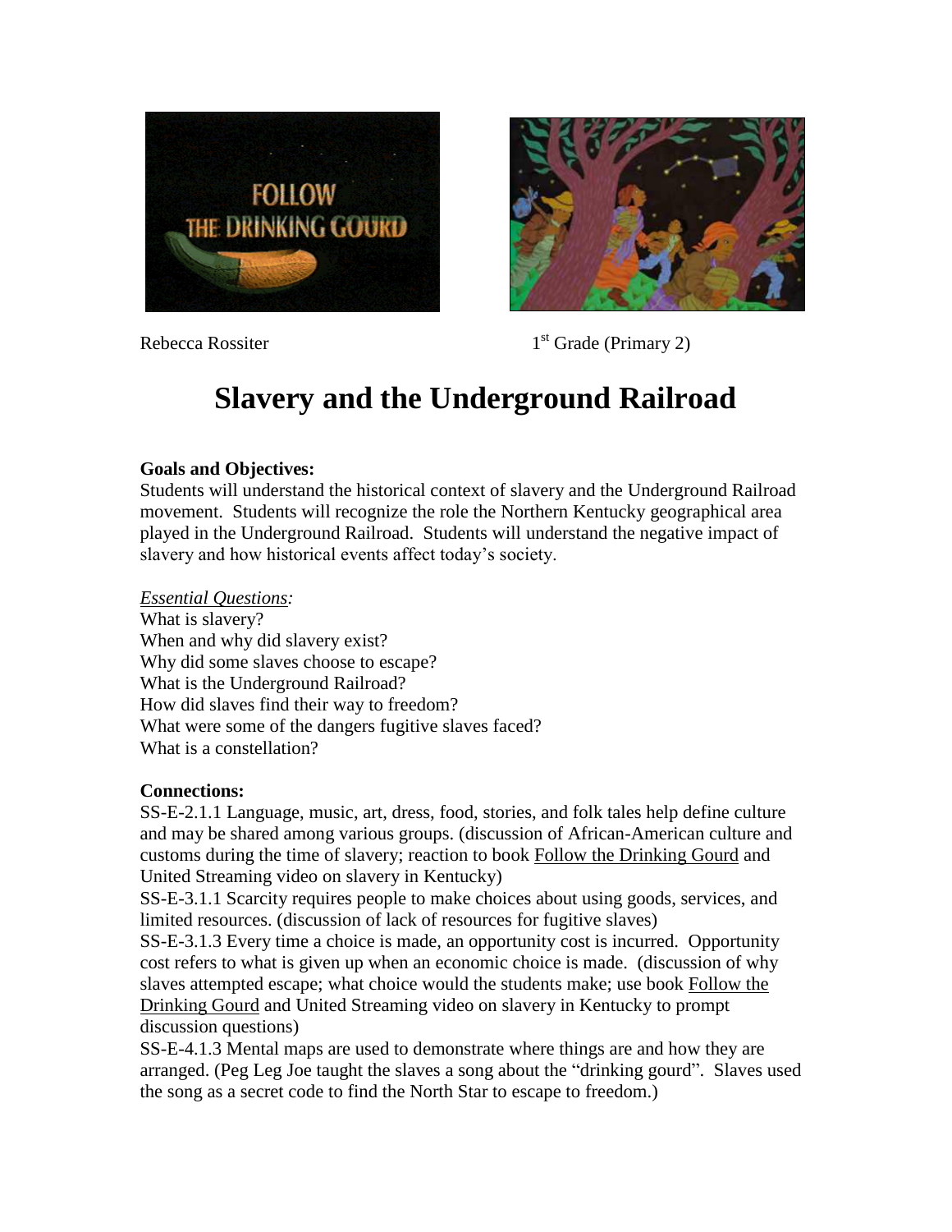Rebecca Rossiter

1st Grade (Primary 2)

# Slavery and the Underground Railroad

**Goals and Objectives:**
Students will understand the historical context of slavery and the Underground Railroad movement. Students will recognize the role the Northern Kentucky geographical area played in the Underground Railroad. Students will understand the negative impact of slavery and how historical events affect today's society.

*Essential Questions:*
What is slavery?
When and why did slavery exist?
Why did some slaves choose to escape?
What is the Underground Railroad?
How did slaves find their way to freedom?
What were some of the dangers fugitive slaves faced?
What is a constellation?

**Connections:**
SS-E-2.1.1 Language, music, art, dress, food, stories, and folk tales help define culture and may be shared among various groups. (discussion of African-American culture and customs during the time of slavery; reaction to book Follow the Drinking Gourd and United Streaming video on slavery in Kentucky)
SS-E-3.1.1 Scarcity requires people to make choices about using goods, services, and limited resources. (discussion of lack of resources for fugitive slaves)
SS-E-3.1.3 Every time a choice is made, an opportunity cost is incurred. Opportunity cost refers to what is given up when an economic choice is made. (discussion of why slaves attempted escape; what choice would the students make; use book Follow the Drinking Gourd and United Streaming video on slavery in Kentucky to prompt discussion questions)
SS-E-4.1.3 Mental maps are used to demonstrate where things are and how they are arranged. (Peg Leg Joe taught the slaves a song about the "drinking gourd". Slaves used the song as a secret code to find the North Star to escape to freedom.)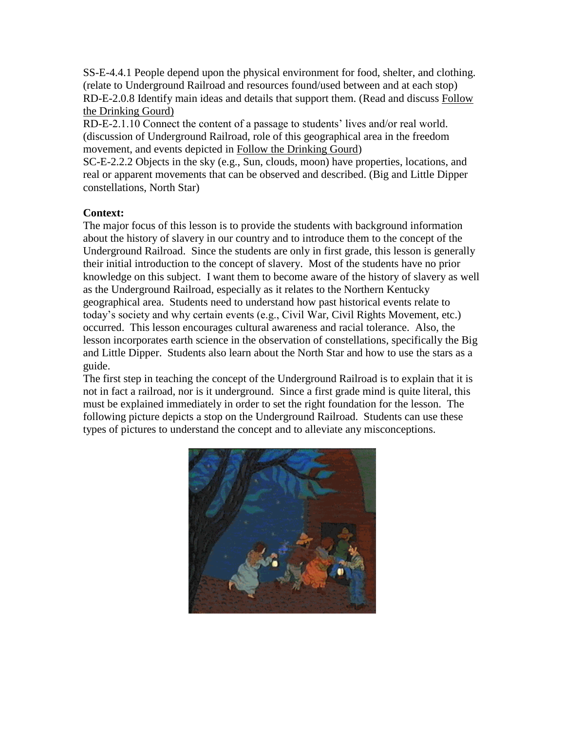SS-E-4.4.1 People depend upon the physical environment for food, shelter, and clothing. (relate to Underground Railroad and resources found/used between and at each stop)
RD-E-2.0.8 Identify main ideas and details that support them. (Read and discuss Follow the Drinking Gourd)
RD-E-2.1.10 Connect the content of a passage to students' lives and/or real world. (discussion of Underground Railroad, role of this geographical area in the freedom movement, and events depicted in Follow the Drinking Gourd)
SC-E-2.2.2 Objects in the sky (e.g., Sun, clouds, moon) have properties, locations, and real or apparent movements that can be observed and described. (Big and Little Dipper constellations, North Star)

**Context:**

The major focus of this lesson is to provide the students with background information about the history of slavery in our country and to introduce them to the concept of the Underground Railroad. Since the students are only in first grade, this lesson is generally their initial introduction to the concept of slavery. Most of the students have no prior knowledge on this subject. I want them to become aware of the history of slavery as well as the Underground Railroad, especially as it relates to the Northern Kentucky geographical area. Students need to understand how past historical events relate to today's society and why certain events (e.g., Civil War, Civil Rights Movement, etc.) occurred. This lesson encourages cultural awareness and racial tolerance. Also, the lesson incorporates earth science in the observation of constellations, specifically the Big and Little Dipper. Students also learn about the North Star and how to use the stars as a guide.

The first step in teaching the concept of the Underground Railroad is to explain that it is not in fact a railroad, nor is it underground. Since a first grade mind is quite literal, this must be explained immediately in order to set the right foundation for the lesson. The following picture depicts a stop on the Underground Railroad. Students can use these types of pictures to understand the concept and to alleviate any misconceptions.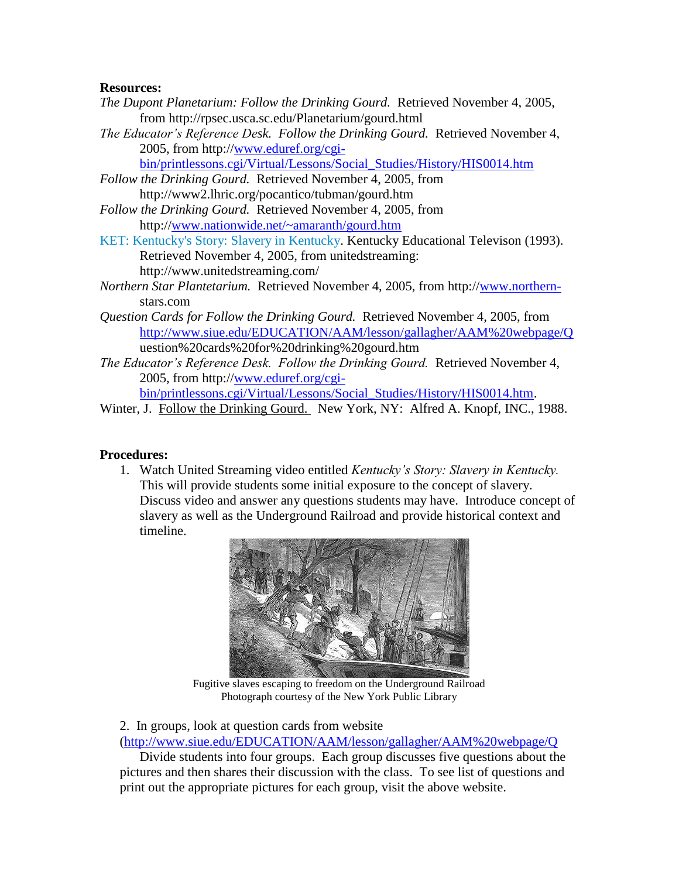**Resources:**

*The Dupont Planetarium: Follow the Drinking Gourd.* Retrieved November 4, 2005, from http://rpsec.usca.sc.edu/Planetarium/gourd.html

*The Educator's Reference Desk. Follow the Drinking Gourd.* Retrieved November 4, 2005, from http://www.eduref.org/cgi-bin/printlessons.cgi/Virtual/Lessons/Social_Studies/History/HIS0014.htm

*Follow the Drinking Gourd.* Retrieved November 4, 2005, from http://www2.lhric.org/pocantico/tubman/gourd.htm

*Follow the Drinking Gourd.* Retrieved November 4, 2005, from http://www.nationwide.net/~amaranth/gourd.htm

KET: Kentucky's Story: Slavery in Kentucky. Kentucky Educational Televison (1993). Retrieved November 4, 2005, from unitedstreaming: http://www.unitedstreaming.com/

*Northern Star Plantetarium.* Retrieved November 4, 2005, from http://www.northern-stars.com

*Question Cards for Follow the Drinking Gourd.* Retrieved November 4, 2005, from http://www.siue.edu/EDUCATION/AAM/lesson/gallagher/AAM%20webpage/Question%20cards%20for%20drinking%20gourd.htm

*The Educator's Reference Desk. Follow the Drinking Gourd.* Retrieved November 4, 2005, from http://www.eduref.org/cgi-bin/printlessons.cgi/Virtual/Lessons/Social_Studies/History/HIS0014.htm.

Winter, J. Follow the Drinking Gourd. New York, NY: Alfred A. Knopf, INC., 1988.

**Procedures:**

1. Watch United Streaming video entitled *Kentucky's Story: Slavery in Kentucky.* This will provide students some initial exposure to the concept of slavery. Discuss video and answer any questions students may have. Introduce concept of slavery as well as the Underground Railroad and provide historical context and timeline.

Fugitive slaves escaping to freedom on the Underground Railroad
Photograph courtesy of the New York Public Library

2. In groups, look at question cards from website (http://www.siue.edu/EDUCATION/AAM/lesson/gallagher/AAM%20webpage/Q

Divide students into four groups. Each group discusses five questions about the pictures and then shares their discussion with the class. To see list of questions and print out the appropriate pictures for each group, visit the above website.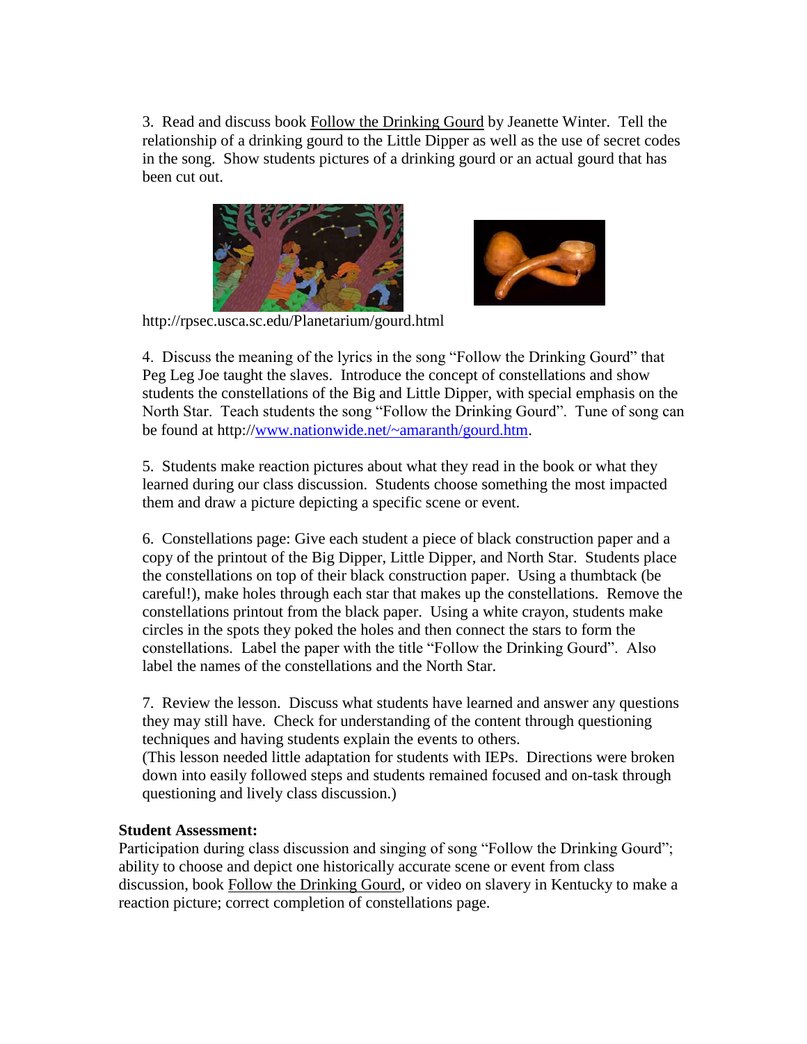3. Read and discuss book Follow the Drinking Gourd by Jeanette Winter. Tell the relationship of a drinking gourd to the Little Dipper as well as the use of secret codes in the song. Show students pictures of a drinking gourd or an actual gourd that has been cut out.

http://rpsec.usca.sc.edu/Planetarium/gourd.html

4. Discuss the meaning of the lyrics in the song "Follow the Drinking Gourd" that Peg Leg Joe taught the slaves. Introduce the concept of constellations and show students the constellations of the Big and Little Dipper, with special emphasis on the North Star. Teach students the song "Follow the Drinking Gourd". Tune of song can be found at http://www.nationwide.net/~amaranth/gourd.htm.

5. Students make reaction pictures about what they read in the book or what they learned during our class discussion. Students choose something the most impacted them and draw a picture depicting a specific scene or event.

6. Constellations page: Give each student a piece of black construction paper and a copy of the printout of the Big Dipper, Little Dipper, and North Star. Students place the constellations on top of their black construction paper. Using a thumbtack (be careful!), make holes through each star that makes up the constellations. Remove the constellations printout from the black paper. Using a white crayon, students make circles in the spots they poked the holes and then connect the stars to form the constellations. Label the paper with the title "Follow the Drinking Gourd". Also label the names of the constellations and the North Star.

7. Review the lesson. Discuss what students have learned and answer any questions they may still have. Check for understanding of the content through questioning techniques and having students explain the events to others.
(This lesson needed little adaptation for students with IEPs. Directions were broken down into easily followed steps and students remained focused and on-task through questioning and lively class discussion.)

**Student Assessment:**
Participation during class discussion and singing of song "Follow the Drinking Gourd"; ability to choose and depict one historically accurate scene or event from class discussion, book Follow the Drinking Gourd, or video on slavery in Kentucky to make a reaction picture; correct completion of constellations page.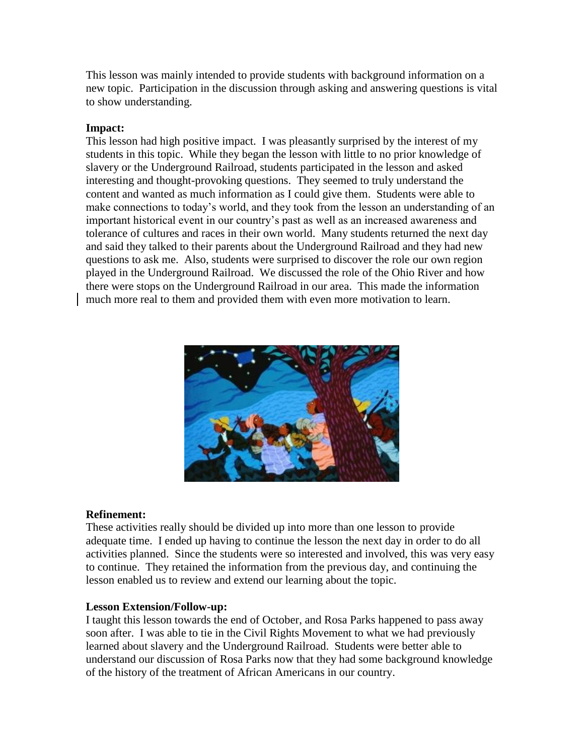This lesson was mainly intended to provide students with background information on a new topic. Participation in the discussion through asking and answering questions is vital to show understanding.

**Impact:**
This lesson had high positive impact. I was pleasantly surprised by the interest of my students in this topic. While they began the lesson with little to no prior knowledge of slavery or the Underground Railroad, students participated in the lesson and asked interesting and thought-provoking questions. They seemed to truly understand the content and wanted as much information as I could give them. Students were able to make connections to today's world, and they took from the lesson an understanding of an important historical event in our country's past as well as an increased awareness and tolerance of cultures and races in their own world. Many students returned the next day and said they talked to their parents about the Underground Railroad and they had new questions to ask me. Also, students were surprised to discover the role our own region played in the Underground Railroad. We discussed the role of the Ohio River and how there were stops on the Underground Railroad in our area. This made the information much more real to them and provided them with even more motivation to learn.

**Refinement:**
These activities really should be divided up into more than one lesson to provide adequate time. I ended up having to continue the lesson the next day in order to do all activities planned. Since the students were so interested and involved, this was very easy to continue. They retained the information from the previous day, and continuing the lesson enabled us to review and extend our learning about the topic.

**Lesson Extension/Follow-up:**
I taught this lesson towards the end of October, and Rosa Parks happened to pass away soon after. I was able to tie in the Civil Rights Movement to what we had previously learned about slavery and the Underground Railroad. Students were better able to understand our discussion of Rosa Parks now that they had some background knowledge of the history of the treatment of African Americans in our country.